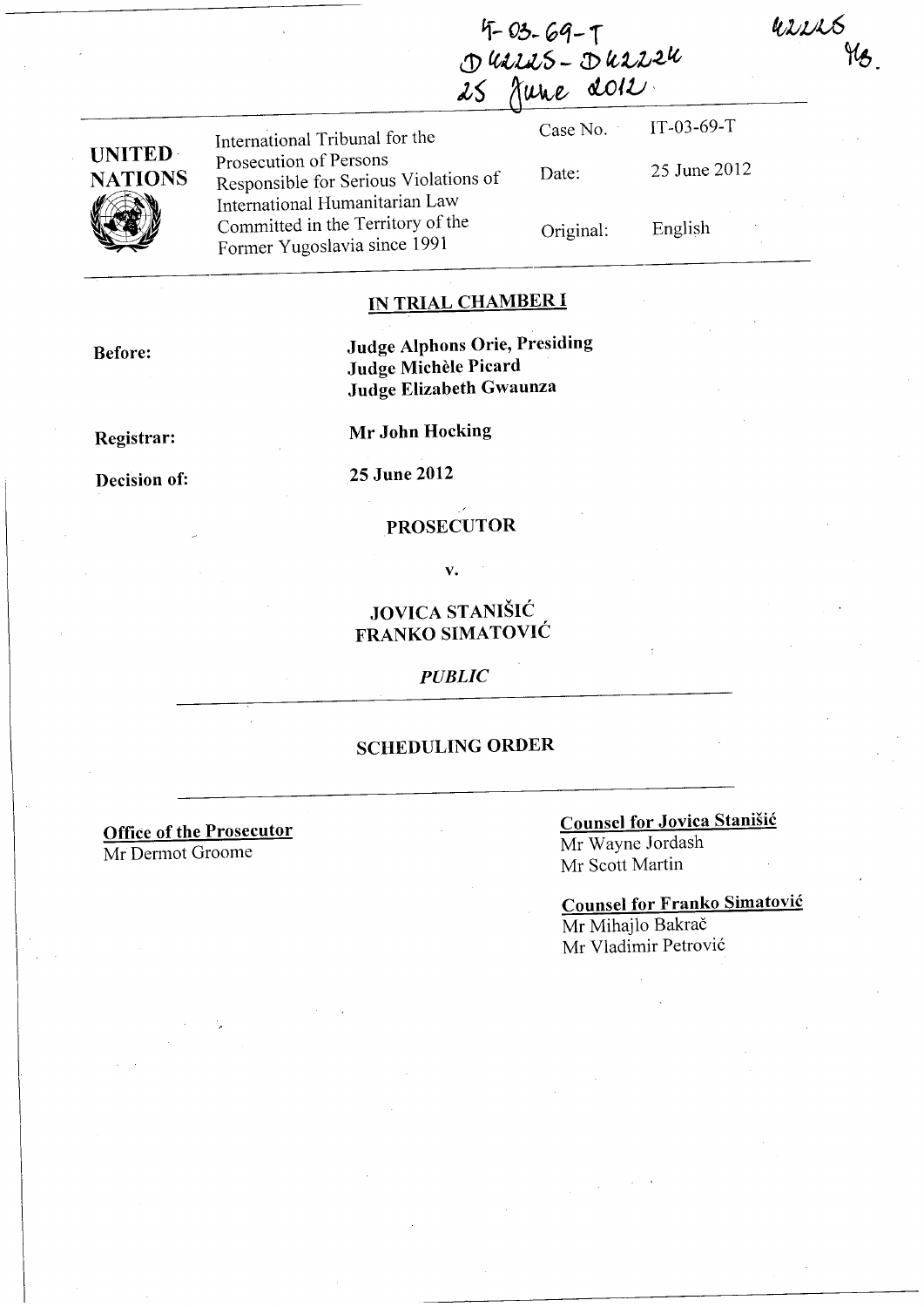IT-03-69-T
D 42225 - D 42224
25 June 2012

42225
MB.

| UNITED NATIONS | International Tribunal for the Prosecution of Persons Responsible for Serious Violations of International Humanitarian Law Committed in the Territory of the Former Yugoslavia since 1991 | Case No. | IT-03-69-T |
|---|---|---|---|
| | | Date: | 25 June 2012 |
| | | Original: | English |

## IN TRIAL CHAMBER I

**Before:** **Judge Alphons Orie, Presiding**
**Judge Michèle Picard**
**Judge Elizabeth Gwaunza**

**Registrar:** **Mr John Hocking**

**Decision of:** **25 June 2012**

**PROSECUTOR**

**v.**

**JOVICA STANIŠIĆ**
**FRANKO SIMATOVIĆ**

*PUBLIC*

**SCHEDULING ORDER**

**Office of the Prosecutor**
Mr Dermot Groome

**Counsel for Jovica Stanišić**
Mr Wayne Jordash
Mr Scott Martin

**Counsel for Franko Simatović**
Mr Mihajlo Bakrač
Mr Vladimir Petrović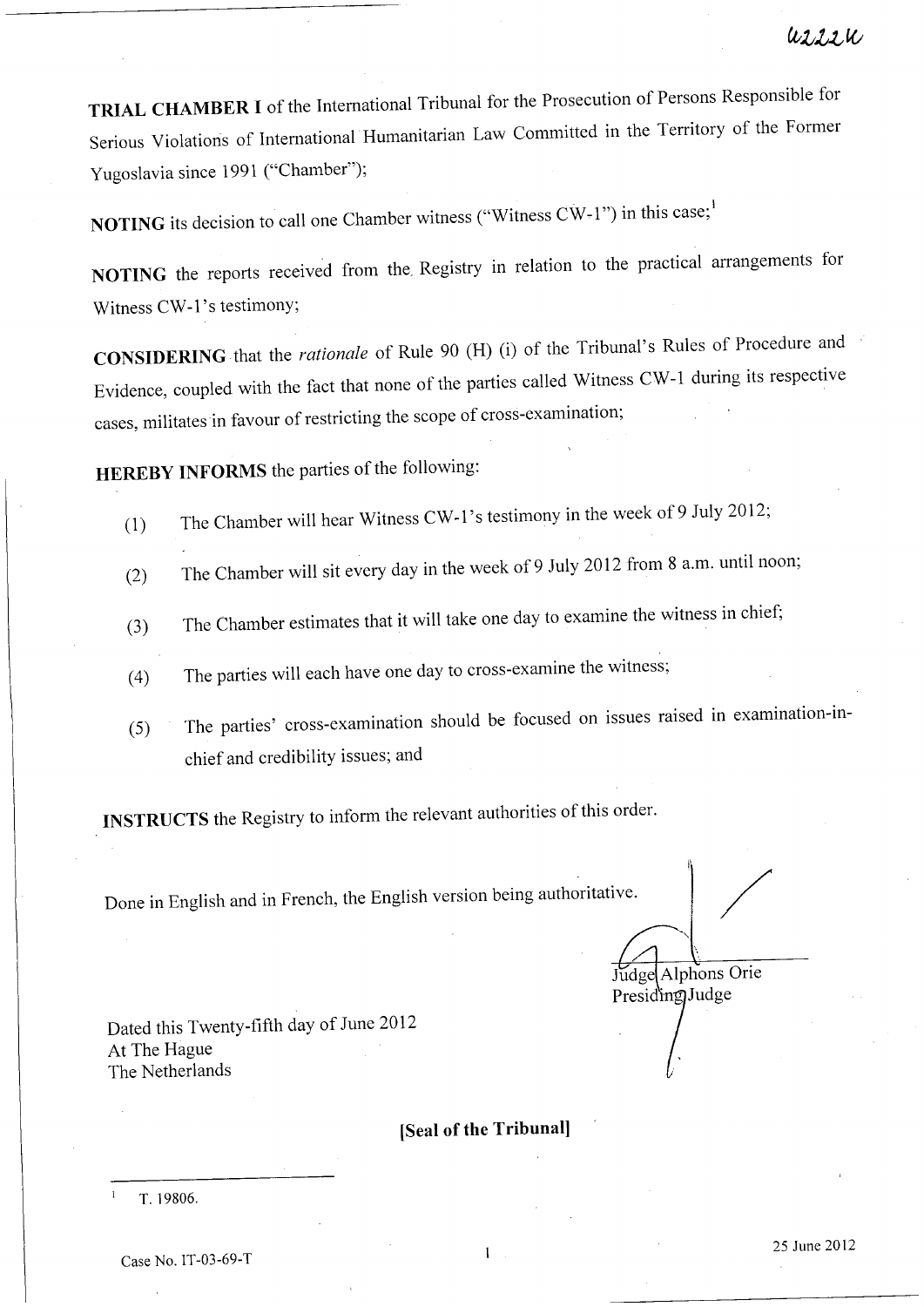**TRIAL CHAMBER I** of the International Tribunal for the Prosecution of Persons Responsible for Serious Violations of International Humanitarian Law Committed in the Territory of the Former Yugoslavia since 1991 ("Chamber");

**NOTING** its decision to call one Chamber witness ("Witness CW-1") in this case;[1]

**NOTING** the reports received from the Registry in relation to the practical arrangements for Witness CW-1's testimony;

**CONSIDERING** that the *rationale* of Rule 90 (H) (i) of the Tribunal's Rules of Procedure and Evidence, coupled with the fact that none of the parties called Witness CW-1 during its respective cases, militates in favour of restricting the scope of cross-examination;

**HEREBY INFORMS** the parties of the following:

(1) The Chamber will hear Witness CW-1's testimony in the week of 9 July 2012;

(2) The Chamber will sit every day in the week of 9 July 2012 from 8 a.m. until noon;

(3) The Chamber estimates that it will take one day to examine the witness in chief;

(4) The parties will each have one day to cross-examine the witness;

(5) The parties' cross-examination should be focused on issues raised in examination-in-chief and credibility issues; and

**INSTRUCTS** the Registry to inform the relevant authorities of this order.

Done in English and in French, the English version being authoritative.

Judge Alphons Orie
Presiding Judge

Dated this Twenty-fifth day of June 2012
At The Hague
The Netherlands

**[Seal of the Tribunal]**

[1] T. 19806.

Case No. IT-03-69-T

25 June 2012